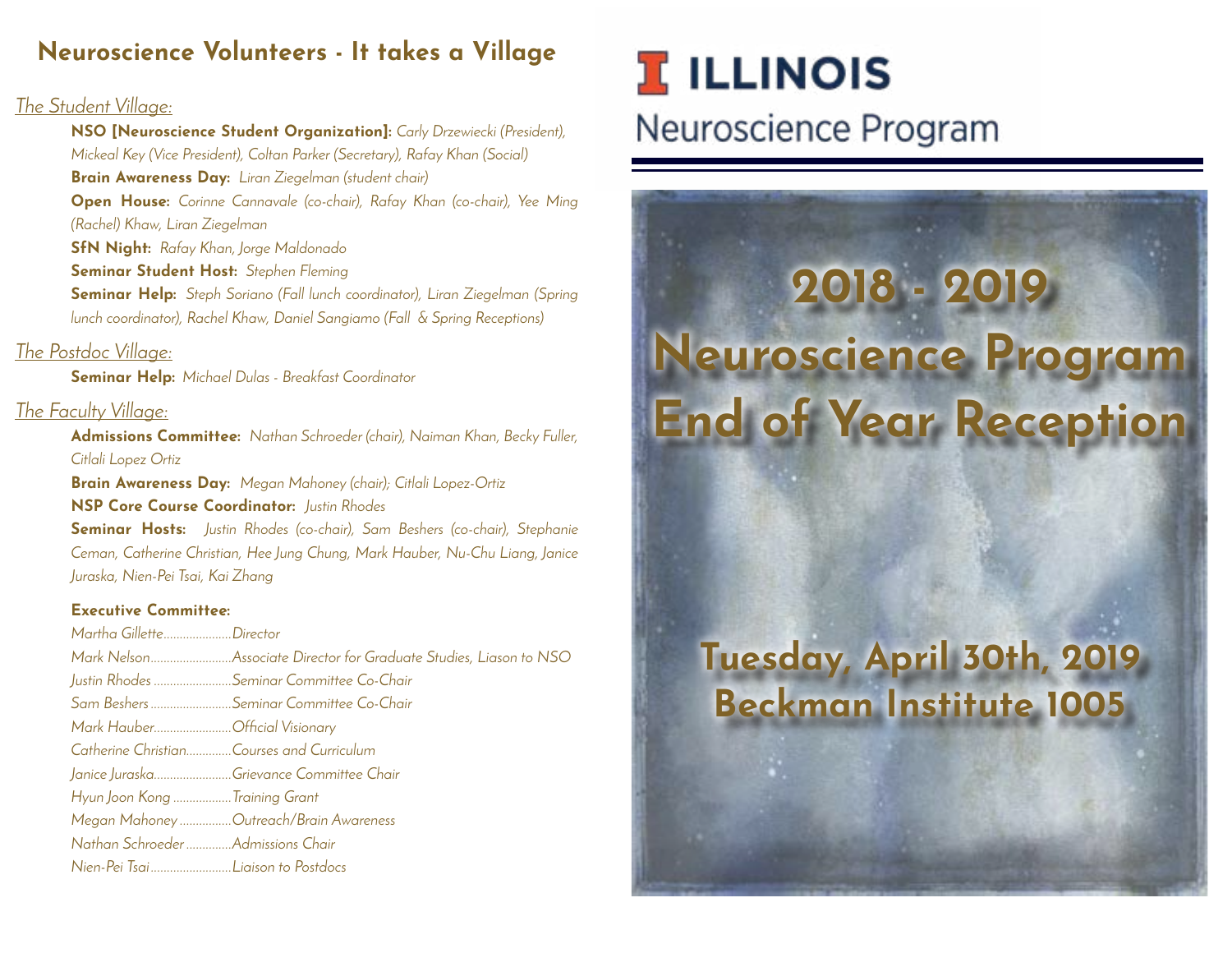## Neuroscience Volunteers - It takes a Village

*The Student Village:*

**NSO [Neuroscience Student Organization]:** *Carly Drzewiecki (President), Mickeal Key (Vice President), Coltan Parker (Secretary), Rafay Khan (Social)*

**Brain Awareness Day:** *Liran Ziegelman (student chair)*

**Open House:** *Corinne Cannavale (co-chair), Rafay Khan (co-chair), Yee Ming (Rachel) Khaw, Liran Ziegelman*

**SfN Night:** *Rafay Khan, Jorge Maldonado*

**Seminar Student Host:** *Stephen Fleming*

**Seminar Help:** *Steph Soriano (Fall lunch coordinator), Liran Ziegelman (Spring lunch coordinator), Rachel Khaw, Daniel Sangiamo (Fall & Spring Receptions)*

*The Postdoc Village:*

**Seminar Help:** *Michael Dulas - Breakfast Coordinator*

*The Faculty Village:*

**Admissions Committee:** *Nathan Schroeder (chair), Naiman Khan, Becky Fuller, Citlali Lopez Ortiz*

**Brain Awareness Day:** *Megan Mahoney (chair); Citlali Lopez-Ortiz*

**NSP Core Course Coordinator:** *Justin Rhodes*

**Seminar Hosts:** *Justin Rhodes (co-chair), Sam Beshers (co-chair), Stephanie Ceman, Catherine Christian, Hee Jung Chung, Mark Hauber, Nu-Chu Liang, Janice Juraska, Nien-Pei Tsai, Kai Zhang*

**Executive Committee:**

*Martha Gillette.....................Director*

*Mark Nelson.........................Associate Director for Graduate Studies, Liason to NSO*

*Justin Rhodes........................Seminar Committee Co-Chair*

*Sam Beshers.........................Seminar Committee Co-Chair*

*Mark Hauber........................Official Visionary*

*Catherine Christian..............Courses and Curriculum*

*Janice Juraska........................Grievance Committee Chair*

*Hyun Joon Kong..................Training Grant*

*Megan Mahoney................Outreach/Brain Awareness*

*Nathan Schroeder..............Admissions Chair*

*Nien-Pei Tsai.........................Liaison to Postdocs*

# I ILLINOIS

## Neuroscience Program

# 2018 - 2019 Neuroscience Program End of Year Reception

## Tuesday, April 30th, 2019
## Beckman Institute 1005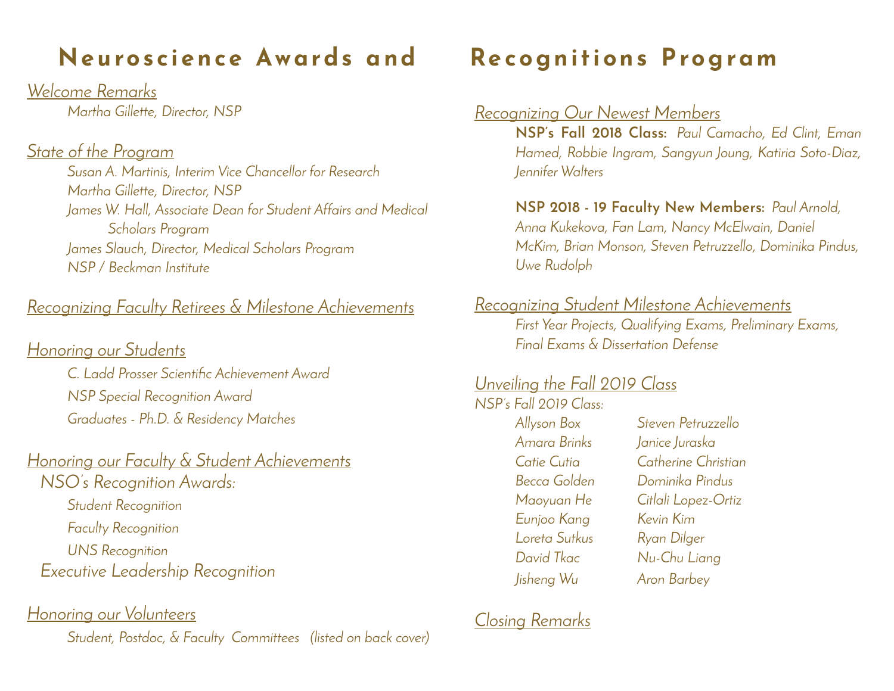# Neuroscience Awards and Recognitions Program

## *Welcome Remarks*

*Martha Gillette, Director, NSP*

## *State of the Program*

*Susan A. Martinis, Interim Vice Chancellor for Research*
*Martha Gillette, Director, NSP*
*James W. Hall, Associate Dean for Student Affairs and Medical Scholars Program*
*James Slauch, Director, Medical Scholars Program*
*NSP / Beckman Institute*

## *Recognizing Faculty Retirees & Milestone Achievements*

## *Honoring our Students*

*C. Ladd Prosser Scientific Achievement Award*
*NSP Special Recognition Award*
*Graduates - Ph.D. & Residency Matches*

## *Honoring our Faculty & Student Achievements*

*NSO's Recognition Awards:*

*Student Recognition*
*Faculty Recognition*
*UNS Recognition*

*Executive Leadership Recognition*

## *Honoring our Volunteers*

*Student, Postdoc, & Faculty Committees (listed on back cover)*

## *Recognizing Our Newest Members*

**NSP's Fall 2018 Class:** *Paul Camacho, Ed Clint, Eman Hamed, Robbie Ingram, Sangyun Joung, Katiria Soto-Diaz, Jennifer Walters*

**NSP 2018 - 19 Faculty New Members:** *Paul Arnold, Anna Kukekova, Fan Lam, Nancy McElwain, Daniel McKim, Brian Monson, Steven Petruzzello, Dominika Pindus, Uwe Rudolph*

## *Recognizing Student Milestone Achievements*

*First Year Projects, Qualifying Exams, Preliminary Exams, Final Exams & Dissertation Defense*

## *Unveiling the Fall 2019 Class*

*NSP's Fall 2019 Class:*

| | |
|---|---|
| *Allyson Box* | *Steven Petruzzello* |
| *Amara Brinks* | *Janice Juraska* |
| *Catie Cutia* | *Catherine Christian* |
| *Becca Golden* | *Dominika Pindus* |
| *Maoyuan He* | *Citlali Lopez-Ortiz* |
| *Eunjoo Kang* | *Kevin Kim* |
| *Loreta Sutkus* | *Ryan Dilger* |
| *David Tkac* | *Nu-Chu Liang* |
| *Jisheng Wu* | *Aron Barbey* |

## *Closing Remarks*